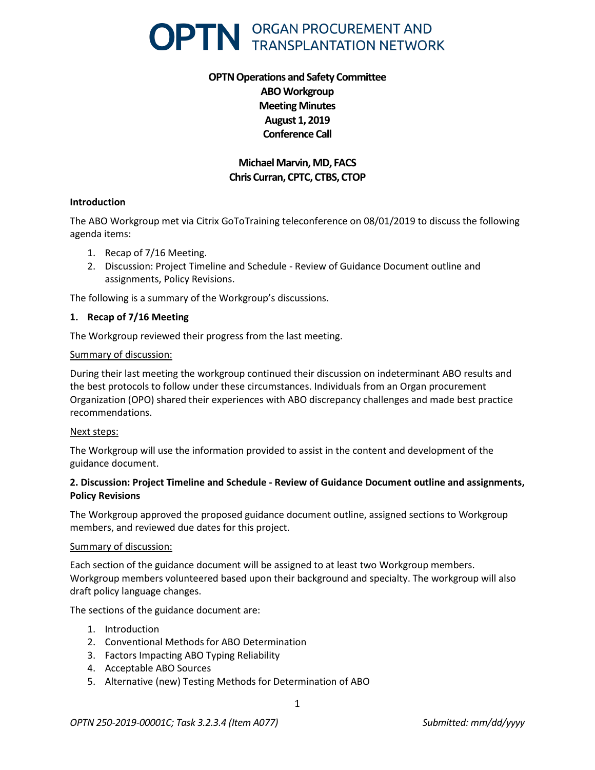# OPTN ORGAN PROCUREMENT AND TRANSPLANTATION NETWORK

**OPTN Operations and Safety Committee**
**ABO Workgroup**
**Meeting Minutes**
**August 1, 2019**
**Conference Call**

**Michael Marvin, MD, FACS**
**Chris Curran, CPTC, CTBS, CTOP**

**Introduction**

The ABO Workgroup met via Citrix GoToTraining teleconference on 08/01/2019 to discuss the following agenda items:

1. Recap of 7/16 Meeting.
2. Discussion: Project Timeline and Schedule - Review of Guidance Document outline and assignments, Policy Revisions.

The following is a summary of the Workgroup's discussions.

**1. Recap of 7/16 Meeting**

The Workgroup reviewed their progress from the last meeting.

Summary of discussion:

During their last meeting the workgroup continued their discussion on indeterminant ABO results and the best protocols to follow under these circumstances. Individuals from an Organ procurement Organization (OPO) shared their experiences with ABO discrepancy challenges and made best practice recommendations.

Next steps:

The Workgroup will use the information provided to assist in the content and development of the guidance document.

**2. Discussion: Project Timeline and Schedule - Review of Guidance Document outline and assignments, Policy Revisions**

The Workgroup approved the proposed guidance document outline, assigned sections to Workgroup members, and reviewed due dates for this project.

Summary of discussion:

Each section of the guidance document will be assigned to at least two Workgroup members. Workgroup members volunteered based upon their background and specialty. The workgroup will also draft policy language changes.

The sections of the guidance document are:

1. Introduction
2. Conventional Methods for ABO Determination
3. Factors Impacting ABO Typing Reliability
4. Acceptable ABO Sources
5. Alternative (new) Testing Methods for Determination of ABO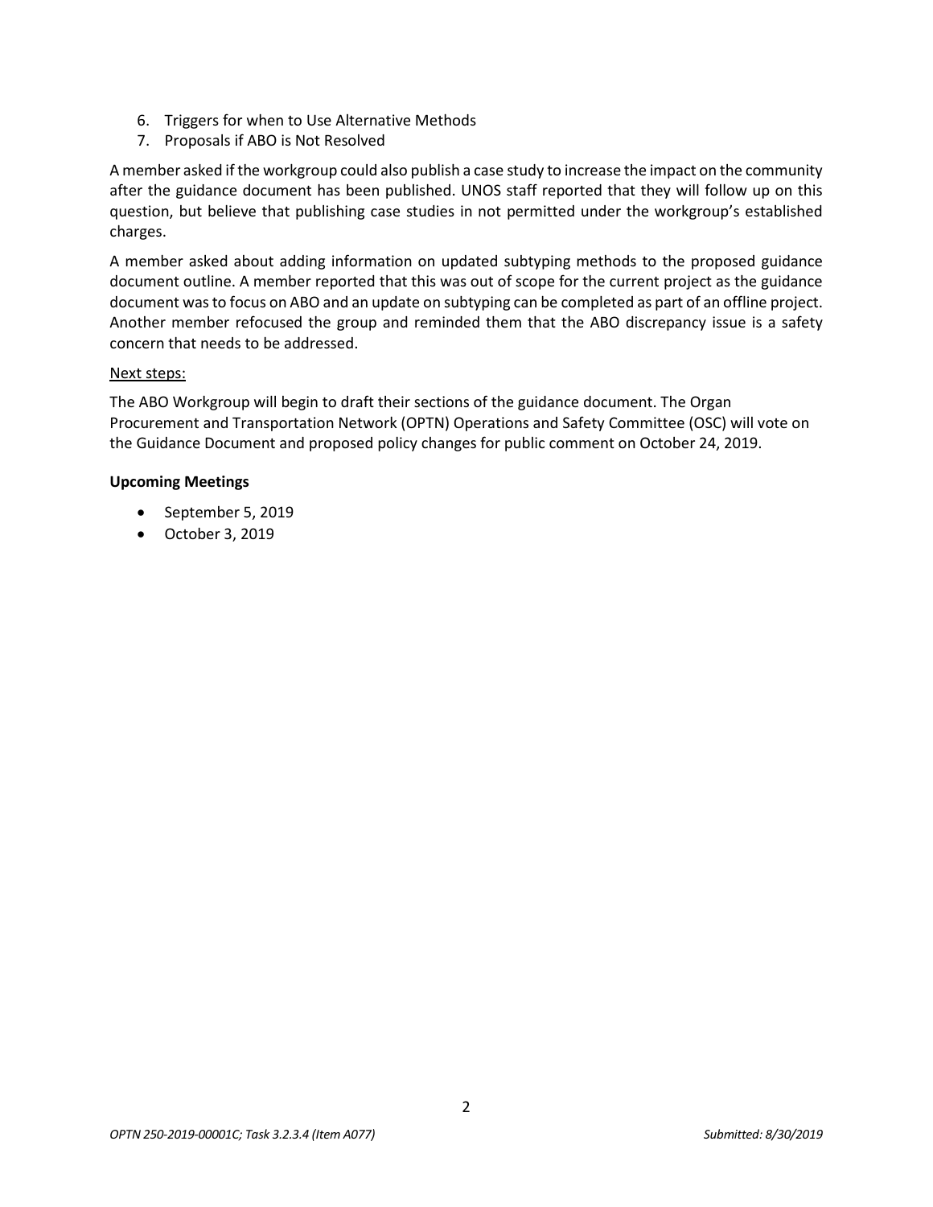6. Triggers for when to Use Alternative Methods
7. Proposals if ABO is Not Resolved

A member asked if the workgroup could also publish a case study to increase the impact on the community after the guidance document has been published. UNOS staff reported that they will follow up on this question, but believe that publishing case studies in not permitted under the workgroup's established charges.

A member asked about adding information on updated subtyping methods to the proposed guidance document outline. A member reported that this was out of scope for the current project as the guidance document was to focus on ABO and an update on subtyping can be completed as part of an offline project. Another member refocused the group and reminded them that the ABO discrepancy issue is a safety concern that needs to be addressed.

Next steps:

The ABO Workgroup will begin to draft their sections of the guidance document. The Organ Procurement and Transportation Network (OPTN) Operations and Safety Committee (OSC) will vote on the Guidance Document and proposed policy changes for public comment on October 24, 2019.

**Upcoming Meetings**

- September 5, 2019
- October 3, 2019